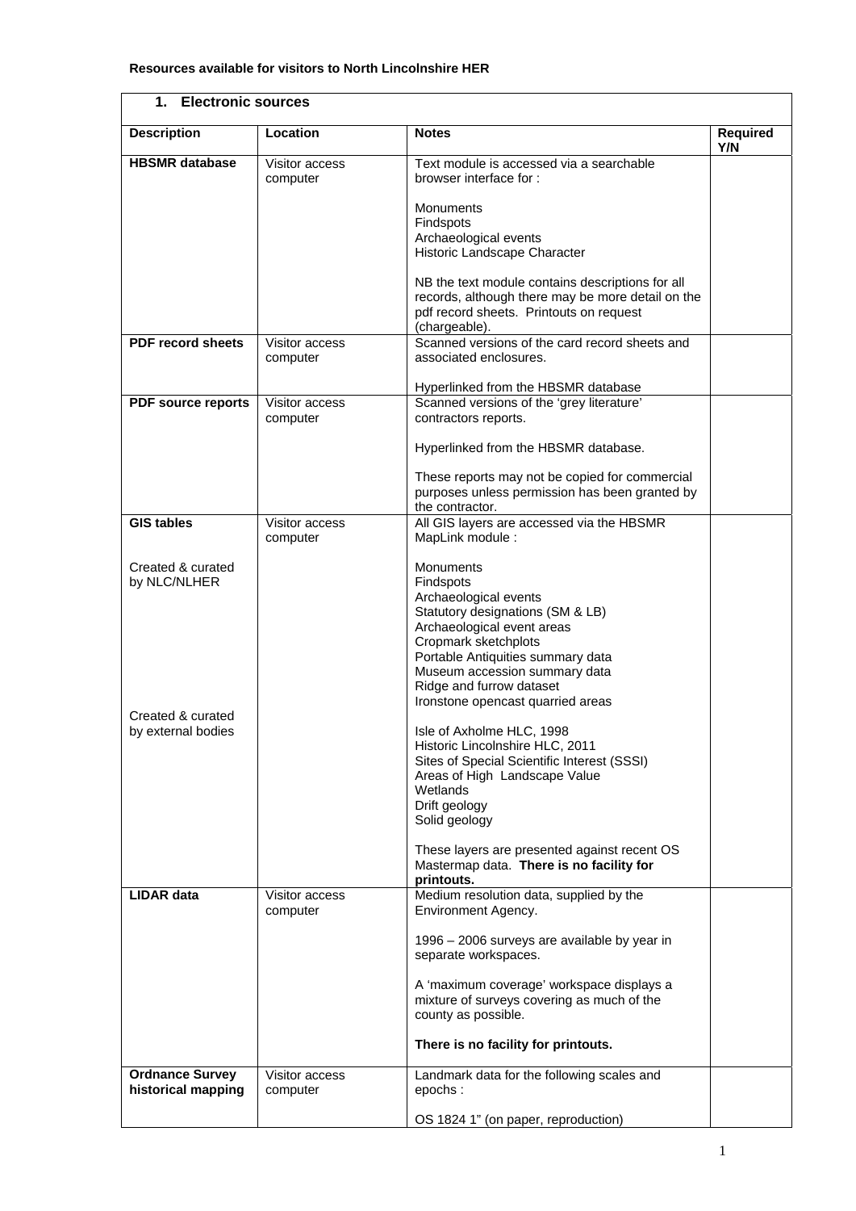**Resources available for visitors to North Lincolnshire HER**

| **1. Electronic sources** | | | |
|---|---|---|---|
| **Description** | **Location** | **Notes** | **Required Y/N** |
| **HBSMR database** | Visitor access computer | Text module is accessed via a searchable browser interface for :<br><br>Monuments<br>Findspots<br>Archaeological events<br>Historic Landscape Character<br><br>NB the text module contains descriptions for all records, although there may be more detail on the pdf record sheets. Printouts on request (chargeable). | |
| **PDF record sheets** | Visitor access computer | Scanned versions of the card record sheets and associated enclosures.<br><br>Hyperlinked from the HBSMR database | |
| **PDF source reports** | Visitor access computer | Scanned versions of the 'grey literature' contractors reports.<br><br>Hyperlinked from the HBSMR database.<br><br>These reports may not be copied for commercial purposes unless permission has been granted by the contractor. | |
| **GIS tables**<br><br>Created & curated by NLC/NLHER<br><br><br><br><br><br><br><br><br>Created & curated by external bodies | Visitor access computer | All GIS layers are accessed via the HBSMR MapLink module :<br><br>Monuments<br>Findspots<br>Archaeological events<br>Statutory designations (SM & LB)<br>Archaeological event areas<br>Cropmark sketchplots<br>Portable Antiquities summary data<br>Museum accession summary data<br>Ridge and furrow dataset<br>Ironstone opencast quarried areas<br><br>Isle of Axholme HLC, 1998<br>Historic Lincolnshire HLC, 2011<br>Sites of Special Scientific Interest (SSSI)<br>Areas of High Landscape Value<br>Wetlands<br>Drift geology<br>Solid geology<br><br>These layers are presented against recent OS Mastermap data. **There is no facility for printouts.** | |
| **LIDAR data** | Visitor access computer | Medium resolution data, supplied by the Environment Agency.<br><br>1996 – 2006 surveys are available by year in separate workspaces.<br><br>A 'maximum coverage' workspace displays a mixture of surveys covering as much of the county as possible.<br><br>**There is no facility for printouts.** | |
| **Ordnance Survey historical mapping** | Visitor access computer | Landmark data for the following scales and epochs :<br><br>OS 1824 1" (on paper, reproduction) | |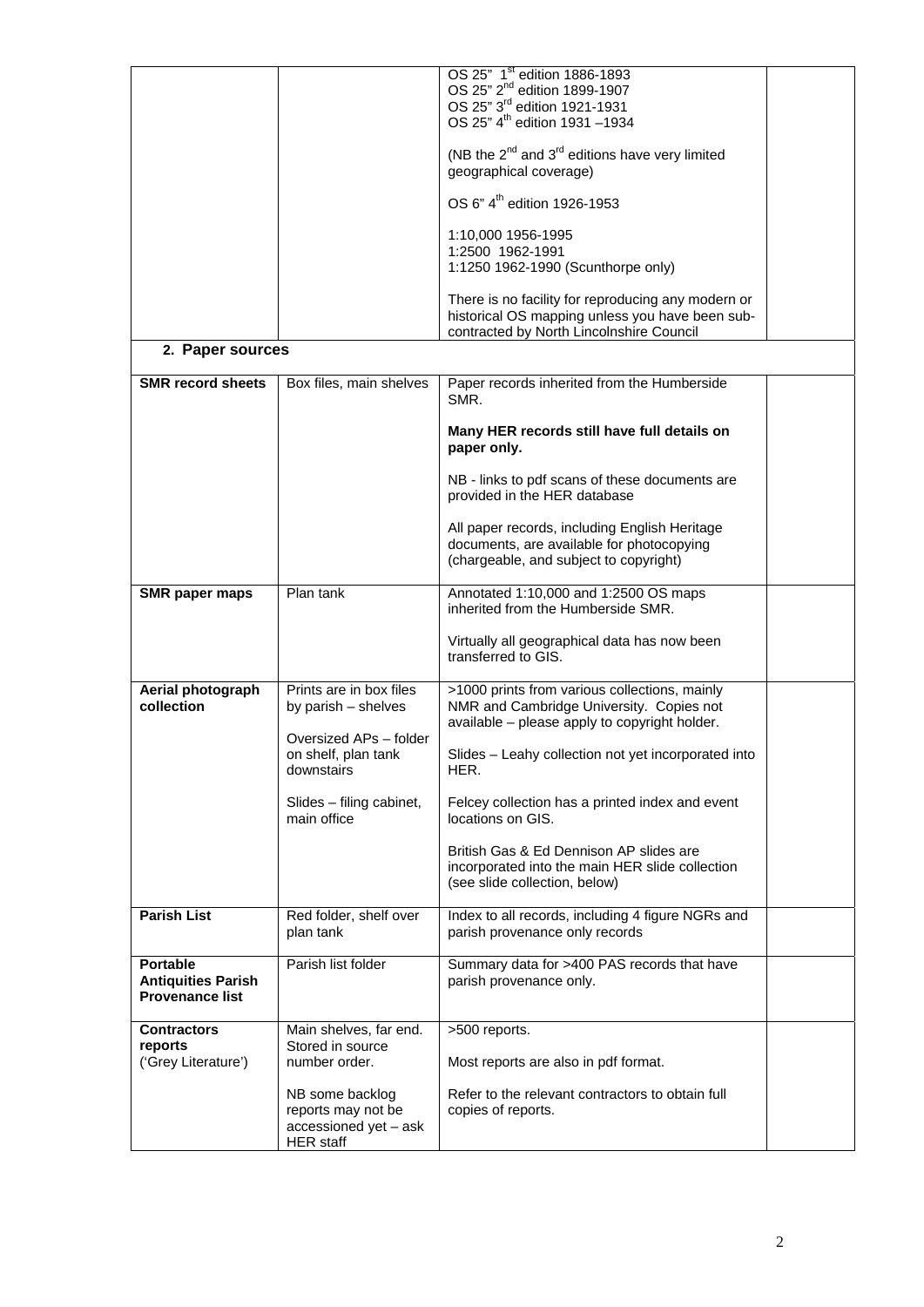| | | | |
|---|---|---|---|
| | | OS 25" 1st edition 1886-1893<br>OS 25" 2nd edition 1899-1907<br>OS 25" 3rd edition 1921-1931<br>OS 25" 4th edition 1931 –1934<br><br>(NB the 2nd and 3rd editions have very limited geographical coverage)<br><br>OS 6" 4th edition 1926-1953<br><br>1:10,000 1956-1995<br>1:2500 1962-1991<br>1:1250 1962-1990 (Scunthorpe only)<br><br>There is no facility for reproducing any modern or historical OS mapping unless you have been sub-contracted by North Lincolnshire Council | |

## 2. Paper sources

| | | | |
|---|---|---|---|
| **SMR record sheets** | Box files, main shelves | Paper records inherited from the Humberside SMR.<br><br>**Many HER records still have full details on paper only.**<br><br>NB - links to pdf scans of these documents are provided in the HER database<br><br>All paper records, including English Heritage documents, are available for photocopying (chargeable, and subject to copyright) | |
| **SMR paper maps** | Plan tank | Annotated 1:10,000 and 1:2500 OS maps inherited from the Humberside SMR.<br><br>Virtually all geographical data has now been transferred to GIS. | |
| **Aerial photograph collection** | Prints are in box files by parish – shelves<br><br>Oversized APs – folder on shelf, plan tank downstairs<br><br>Slides – filing cabinet, main office | >1000 prints from various collections, mainly NMR and Cambridge University. Copies not available – please apply to copyright holder.<br><br>Slides – Leahy collection not yet incorporated into HER.<br><br>Felcey collection has a printed index and event locations on GIS.<br><br>British Gas & Ed Dennison AP slides are incorporated into the main HER slide collection (see slide collection, below) | |
| **Parish List** | Red folder, shelf over plan tank | Index to all records, including 4 figure NGRs and parish provenance only records | |
| **Portable Antiquities Parish Provenance list** | Parish list folder | Summary data for >400 PAS records that have parish provenance only. | |
| **Contractors reports** ('Grey Literature') | Main shelves, far end. Stored in source number order.<br><br>NB some backlog reports may not be accessioned yet – ask HER staff | >500 reports.<br><br>Most reports are also in pdf format.<br><br>Refer to the relevant contractors to obtain full copies of reports. | |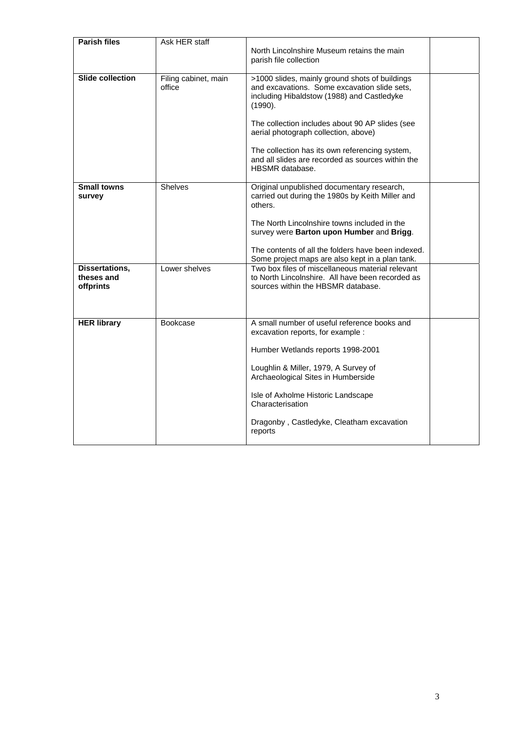| **Parish files** | Ask HER staff | North Lincolnshire Museum retains the main parish file collection | |
|---|---|---|---|
| **Slide collection** | Filing cabinet, main office | >1000 slides, mainly ground shots of buildings and excavations. Some excavation slide sets, including Hibaldstow (1988) and Castledyke (1990).<br><br>The collection includes about 90 AP slides (see aerial photograph collection, above)<br><br>The collection has its own referencing system, and all slides are recorded as sources within the HBSMR database. | |
| **Small towns survey** | Shelves | Original unpublished documentary research, carried out during the 1980s by Keith Miller and others.<br><br>The North Lincolnshire towns included in the survey were **Barton upon Humber** and **Brigg**.<br><br>The contents of all the folders have been indexed. Some project maps are also kept in a plan tank. | |
| **Dissertations, theses and offprints** | Lower shelves | Two box files of miscellaneous material relevant to North Lincolnshire. All have been recorded as sources within the HBSMR database. | |
| **HER library** | Bookcase | A small number of useful reference books and excavation reports, for example :<br><br>Humber Wetlands reports 1998-2001<br><br>Loughlin & Miller, 1979, A Survey of Archaeological Sites in Humberside<br><br>Isle of Axholme Historic Landscape Characterisation<br><br>Dragonby , Castledyke, Cleatham excavation reports | |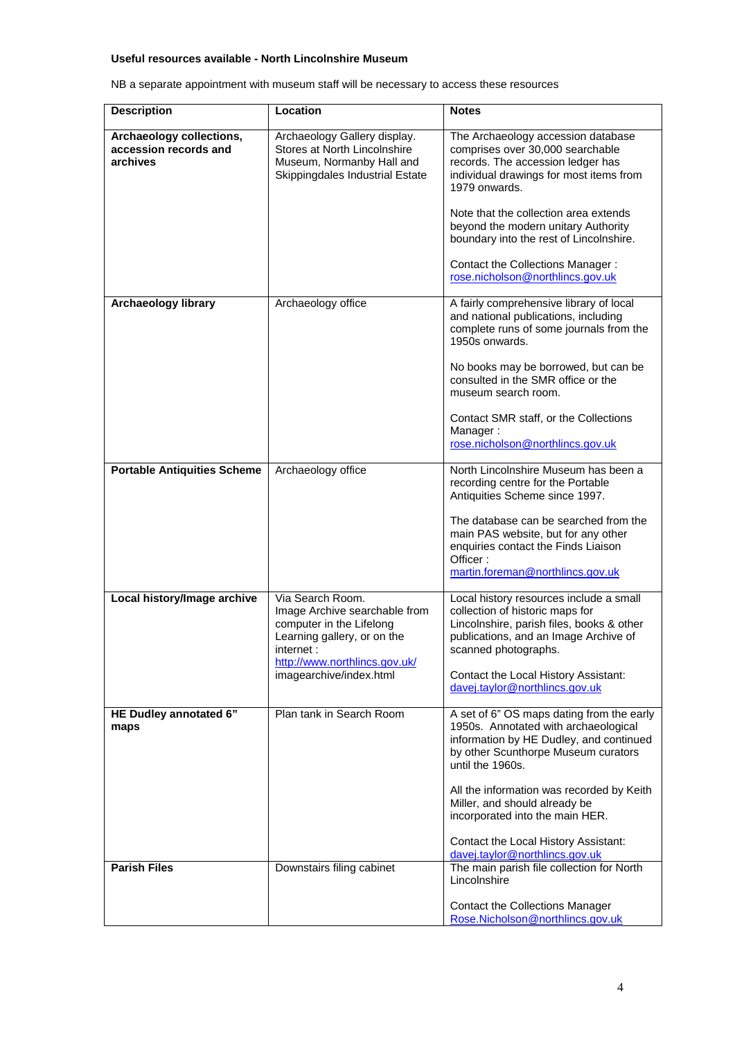**Useful resources available - North Lincolnshire Museum**

NB a separate appointment with museum staff will be necessary to access these resources

| Description | Location | Notes |
|---|---|---|
| **Archaeology collections, accession records and archives** | Archaeology Gallery display. Stores at North Lincolnshire Museum, Normanby Hall and Skippingdales Industrial Estate | The Archaeology accession database comprises over 30,000 searchable records. The accession ledger has individual drawings for most items from 1979 onwards.<br><br>Note that the collection area extends beyond the modern unitary Authority boundary into the rest of Lincolnshire.<br><br>Contact the Collections Manager : rose.nicholson@northlincs.gov.uk |
| **Archaeology library** | Archaeology office | A fairly comprehensive library of local and national publications, including complete runs of some journals from the 1950s onwards.<br><br>No books may be borrowed, but can be consulted in the SMR office or the museum search room.<br><br>Contact SMR staff, or the Collections Manager : rose.nicholson@northlincs.gov.uk |
| **Portable Antiquities Scheme** | Archaeology office | North Lincolnshire Museum has been a recording centre for the Portable Antiquities Scheme since 1997.<br><br>The database can be searched from the main PAS website, but for any other enquiries contact the Finds Liaison Officer : martin.foreman@northlincs.gov.uk |
| **Local history/Image archive** | Via Search Room. Image Archive searchable from computer in the Lifelong Learning gallery, or on the internet : http://www.northlincs.gov.uk/imagearchive/index.html | Local history resources include a small collection of historic maps for Lincolnshire, parish files, books & other publications, and an Image Archive of scanned photographs.<br><br>Contact the Local History Assistant: davej.taylor@northlincs.gov.uk |
| **HE Dudley annotated 6" maps** | Plan tank in Search Room | A set of 6" OS maps dating from the early 1950s. Annotated with archaeological information by HE Dudley, and continued by other Scunthorpe Museum curators until the 1960s.<br><br>All the information was recorded by Keith Miller, and should already be incorporated into the main HER.<br><br>Contact the Local History Assistant: davej.taylor@northlincs.gov.uk |
| **Parish Files** | Downstairs filing cabinet | The main parish file collection for North Lincolnshire<br><br>Contact the Collections Manager Rose.Nicholson@northlincs.gov.uk |